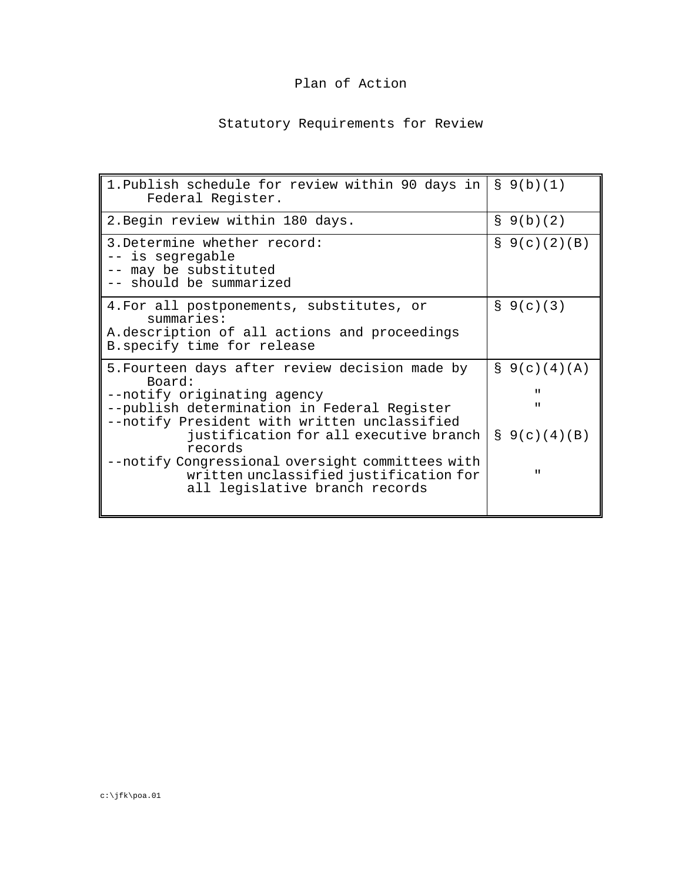# Plan of Action

## Statutory Requirements for Review

| | |
|---|---|
| 1. Publish schedule for review within 90 days in Federal Register. | § 9(b)(1) |
| 2. Begin review within 180 days. | § 9(b)(2) |
| 3. Determine whether record:<br>-- is segregable<br>-- may be substituted<br>-- should be summarized | § 9(c)(2)(B) |
| 4. For all postponements, substitutes, or summaries:<br>A. description of all actions and proceedings<br>B. specify time for release | § 9(c)(3) |
| 5. Fourteen days after review decision made by Board:<br>--notify originating agency<br>--publish determination in Federal Register<br>--notify President with written unclassified justification for all executive branch records<br>--notify Congressional oversight committees with written unclassified justification for all legislative branch records | § 9(c)(4)(A)<br>"<br>"<br>§ 9(c)(4)(B)<br>" |

c:\jfk\poa.01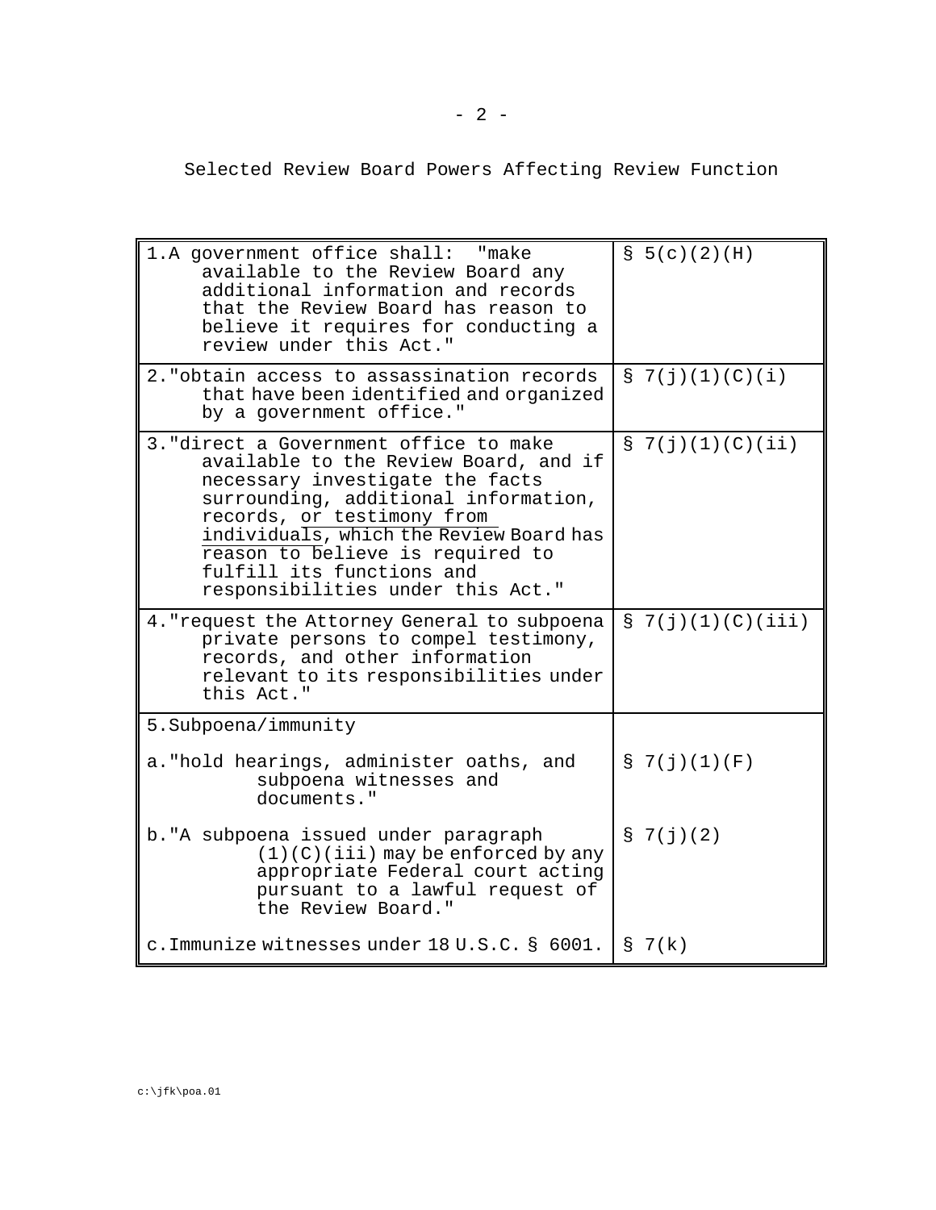## Selected Review Board Powers Affecting Review Function

| | |
|---|---|
| 1. A government office shall: "make available to the Review Board any additional information and records that the Review Board has reason to believe it requires for conducting a review under this Act." | § 5(c)(2)(H) |
| 2. "obtain access to assassination records that have been identified and organized by a government office." | § 7(j)(1)(C)(i) |
| 3. "direct a Government office to make available to the Review Board, and if necessary investigate the facts surrounding, additional information, records, or testimony from individuals, which the Review Board has reason to believe is required to fulfill its functions and responsibilities under this Act." | § 7(j)(1)(C)(ii) |
| 4. "request the Attorney General to subpoena private persons to compel testimony, records, and other information relevant to its responsibilities under this Act." | § 7(j)(1)(C)(iii) |
| 5. Subpoena/immunity | |
| a. "hold hearings, administer oaths, and subpoena witnesses and documents." | § 7(j)(1)(F) |
| b. "A subpoena issued under paragraph (1)(C)(iii) may be enforced by any appropriate Federal court acting pursuant to a lawful request of the Review Board." | § 7(j)(2) |
| c. Immunize witnesses under 18 U.S.C. § 6001. | § 7(k) |

c:\jfk\poa.01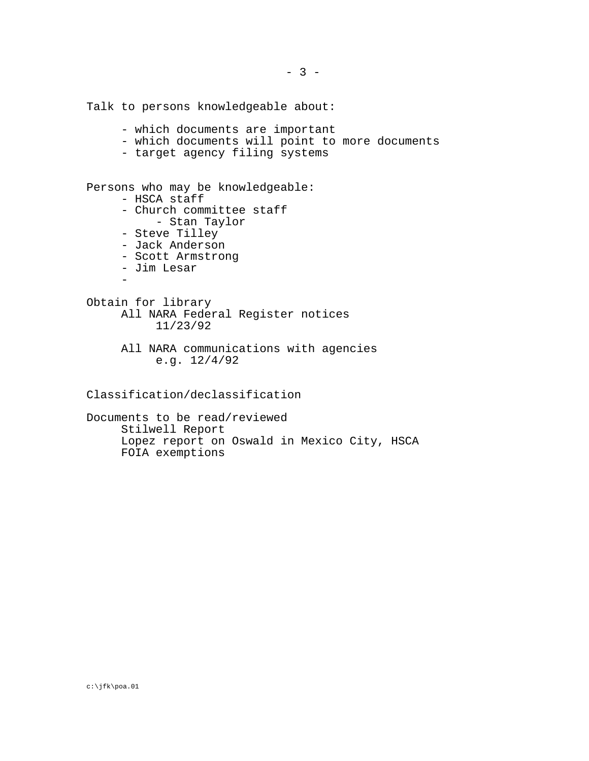Talk to persons knowledgeable about:

- which documents are important
- which documents will point to more documents
- target agency filing systems

Persons who may be knowledgeable:

- HSCA staff
- Church committee staff
    - Stan Taylor
- Steve Tilley
- Jack Anderson
- Scott Armstrong
- Jim Lesar
-

Obtain for library

All NARA Federal Register notices
11/23/92

All NARA communications with agencies
e.g. 12/4/92

Classification/declassification

Documents to be read/reviewed

Stilwell Report
Lopez report on Oswald in Mexico City, HSCA
FOIA exemptions

c:\jfk\poa.01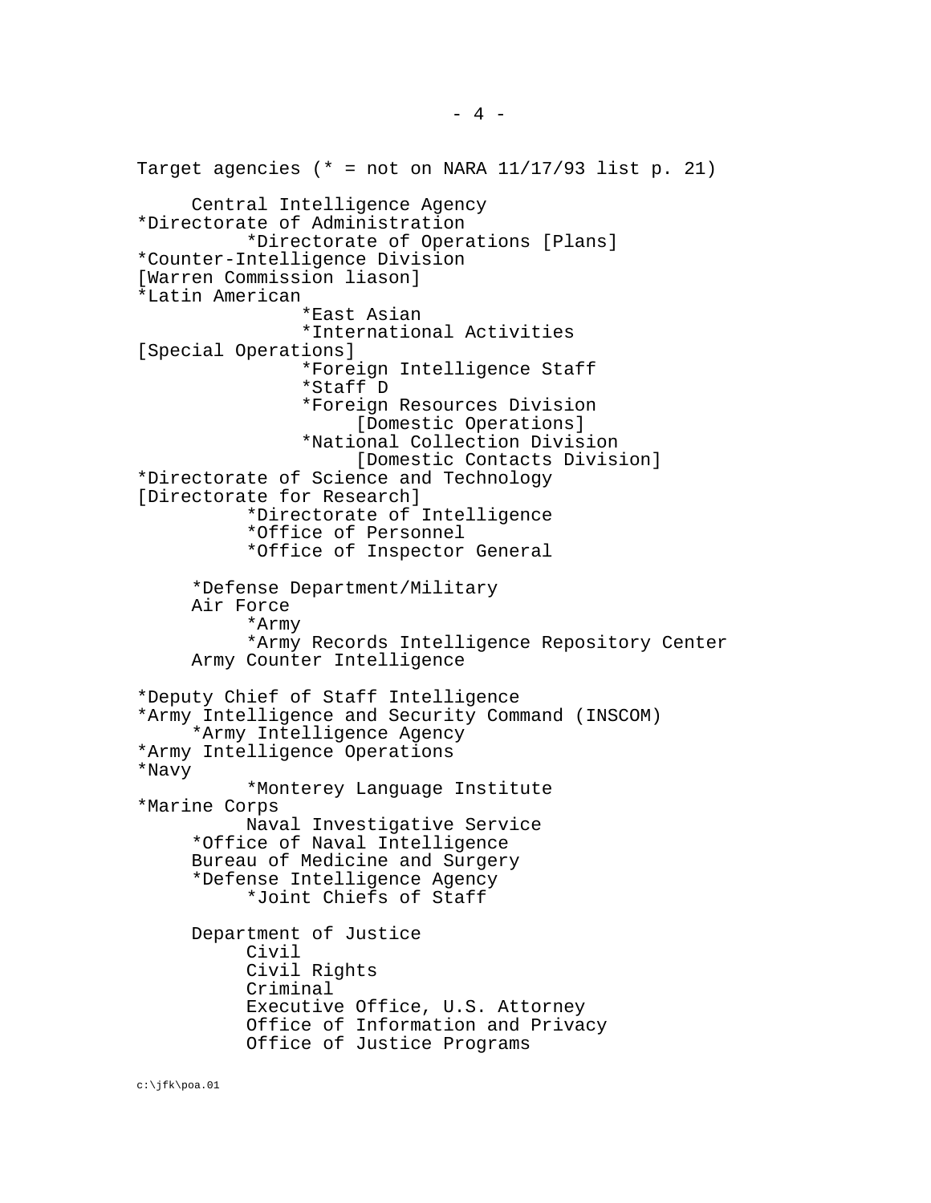Target agencies (* = not on NARA 11/17/93 list p. 21)

```
     Central Intelligence Agency
*Directorate of Administration
          *Directorate of Operations [Plans]
*Counter-Intelligence Division
[Warren Commission liason]
*Latin American
               *East Asian
               *International Activities
[Special Operations]
               *Foreign Intelligence Staff
               *Staff D
               *Foreign Resources Division
                    [Domestic Operations]
               *National Collection Division
                    [Domestic Contacts Division]
*Directorate of Science and Technology
[Directorate for Research]
          *Directorate of Intelligence
          *Office of Personnel
          *Office of Inspector General

     *Defense Department/Military
     Air Force
          *Army
          *Army Records Intelligence Repository Center
     Army Counter Intelligence

*Deputy Chief of Staff Intelligence
*Army Intelligence and Security Command (INSCOM)
     *Army Intelligence Agency
*Army Intelligence Operations
*Navy
          *Monterey Language Institute
*Marine Corps
          Naval Investigative Service
     *Office of Naval Intelligence
     Bureau of Medicine and Surgery
     *Defense Intelligence Agency
          *Joint Chiefs of Staff

     Department of Justice
          Civil
          Civil Rights
          Criminal
          Executive Office, U.S. Attorney
          Office of Information and Privacy
          Office of Justice Programs
```

c:\jfk\poa.01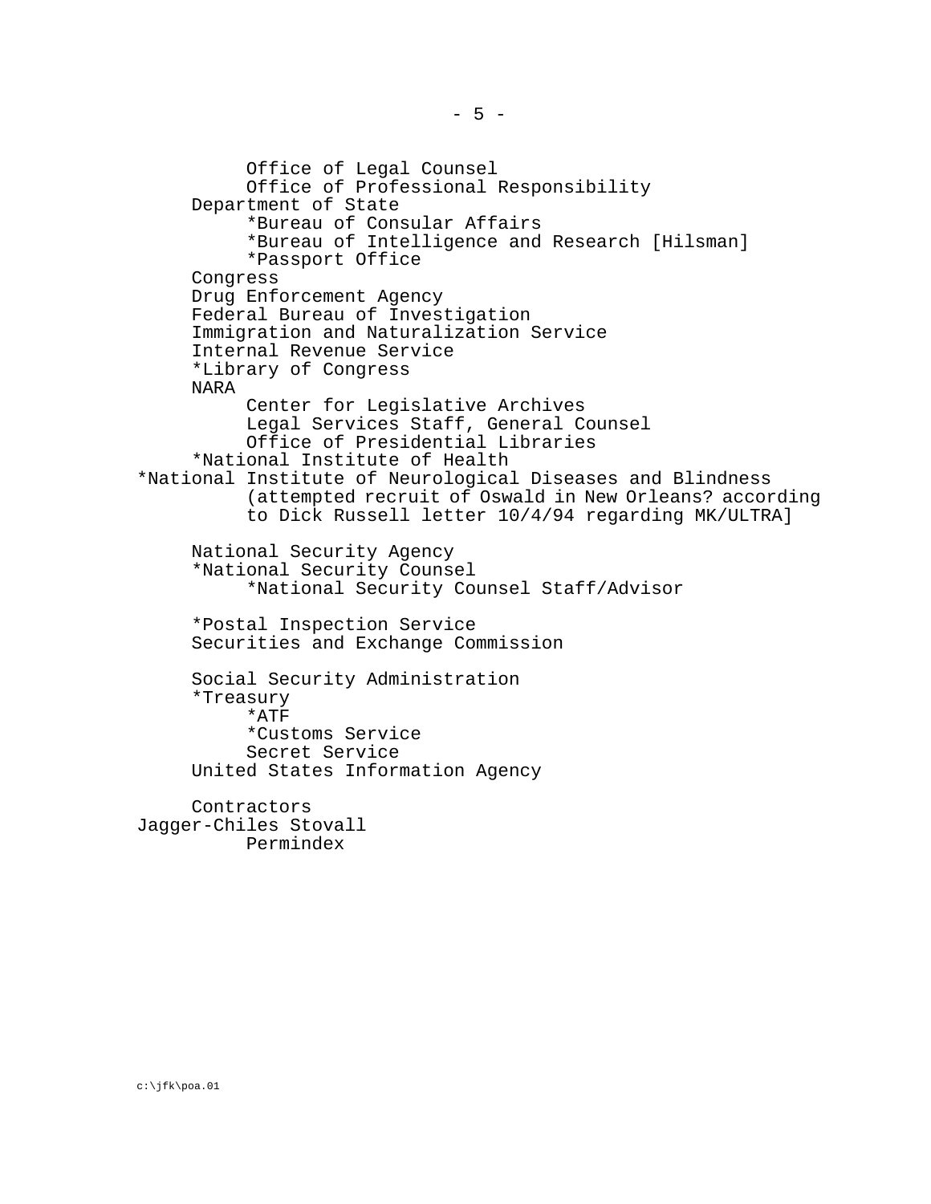- Office of Legal Counsel
- Office of Professional Responsibility

Department of State
- *Bureau of Consular Affairs
- *Bureau of Intelligence and Research [Hilsman]
- *Passport Office

Congress
Drug Enforcement Agency
Federal Bureau of Investigation
Immigration and Naturalization Service
Internal Revenue Service
*Library of Congress
NARA
- Center for Legislative Archives
- Legal Services Staff, General Counsel
- Office of Presidential Libraries

*National Institute of Health
*National Institute of Neurological Diseases and Blindness (attempted recruit of Oswald in New Orleans? according to Dick Russell letter 10/4/94 regarding MK/ULTRA]

National Security Agency
*National Security Counsel
- *National Security Counsel Staff/Advisor

*Postal Inspection Service
Securities and Exchange Commission

Social Security Administration
*Treasury
- *ATF
- *Customs Service
- Secret Service

United States Information Agency

Contractors
Jagger-Chiles Stovall
- Permindex

c:\jfk\poa.01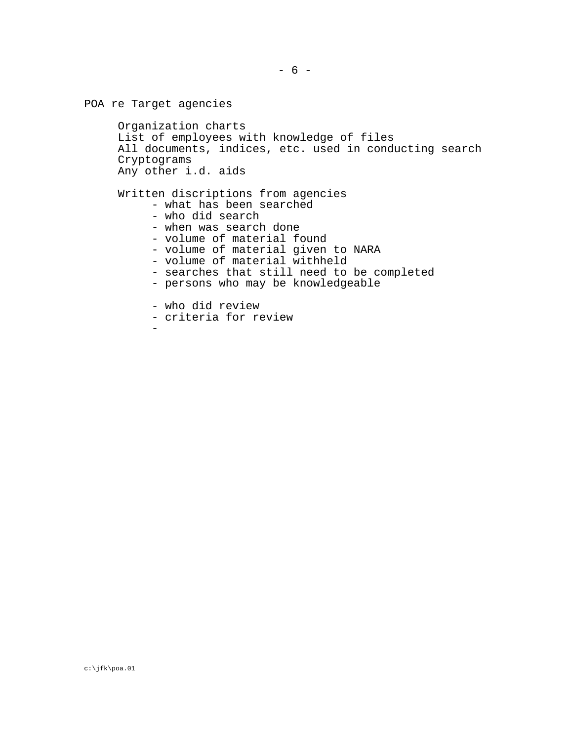POA re Target agencies

Organization charts
List of employees with knowledge of files
All documents, indices, etc. used in conducting search
Cryptograms
Any other i.d. aids

Written discriptions from agencies

- what has been searched
- who did search
- when was search done
- volume of material found
- volume of material given to NARA
- volume of material withheld
- searches that still need to be completed
- persons who may be knowledgeable

- who did review
- criteria for review
-

c:\jfk\poa.01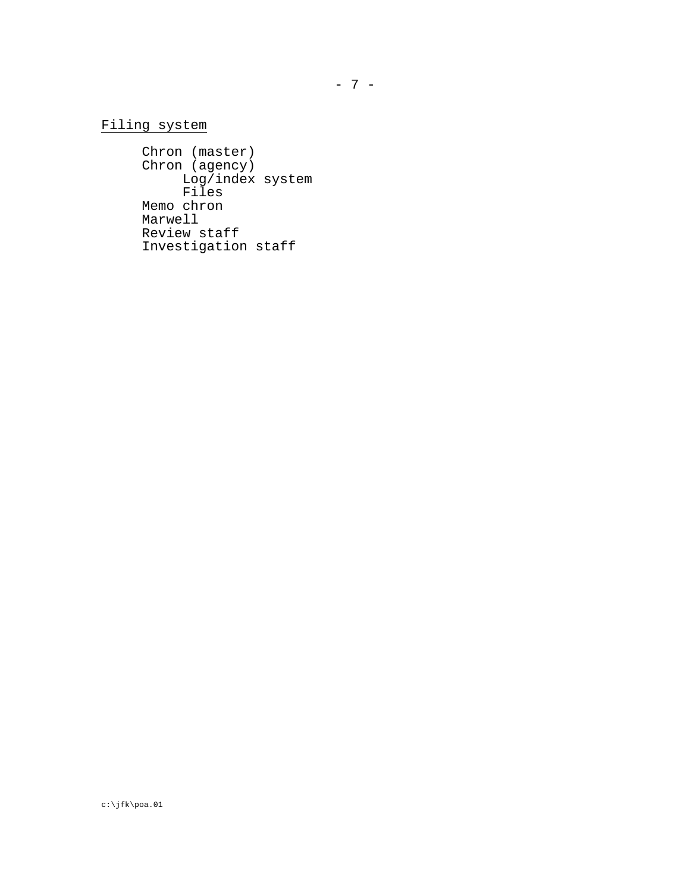Filing system

- Chron (master)
- Chron (agency)
  - Log/index system
  - Files
- Memo chron
- Marwell
- Review staff
- Investigation staff

c:\jfk\poa.01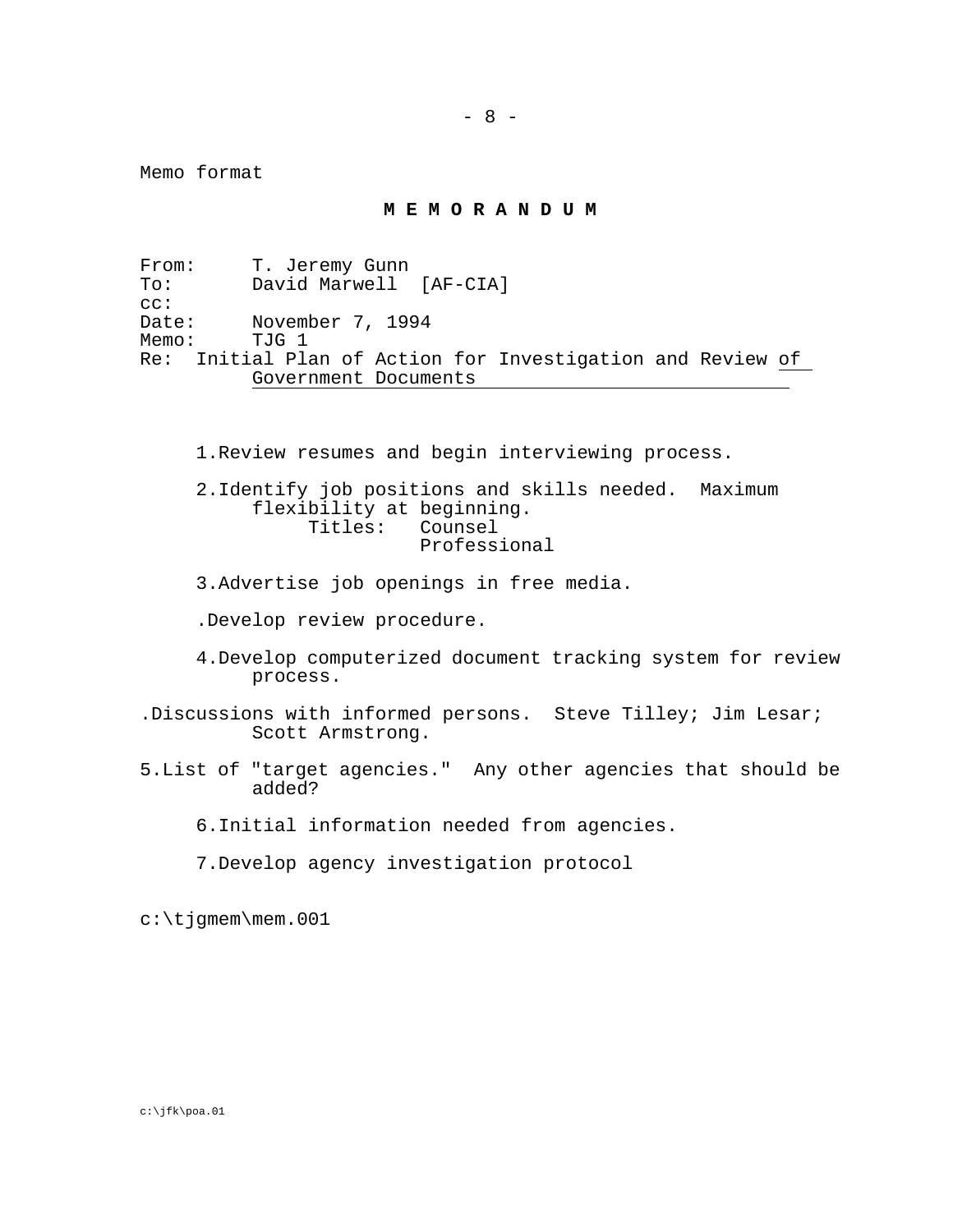Memo format

**M E M O R A N D U M**

From: T. Jeremy Gunn
To: David Marwell [AF-CIA]
cc:
Date: November 7, 1994
Memo: TJG 1
Re: Initial Plan of Action for Investigation and Review of Government Documents

1.Review resumes and begin interviewing process.

2.Identify job positions and skills needed. Maximum flexibility at beginning.
Titles: Counsel
Professional

3.Advertise job openings in free media.

.Develop review procedure.

4.Develop computerized document tracking system for review process.

.Discussions with informed persons. Steve Tilley; Jim Lesar; Scott Armstrong.

5.List of "target agencies." Any other agencies that should be added?

6.Initial information needed from agencies.

7.Develop agency investigation protocol

c:\tjgmem\mem.001

c:\jfk\poa.01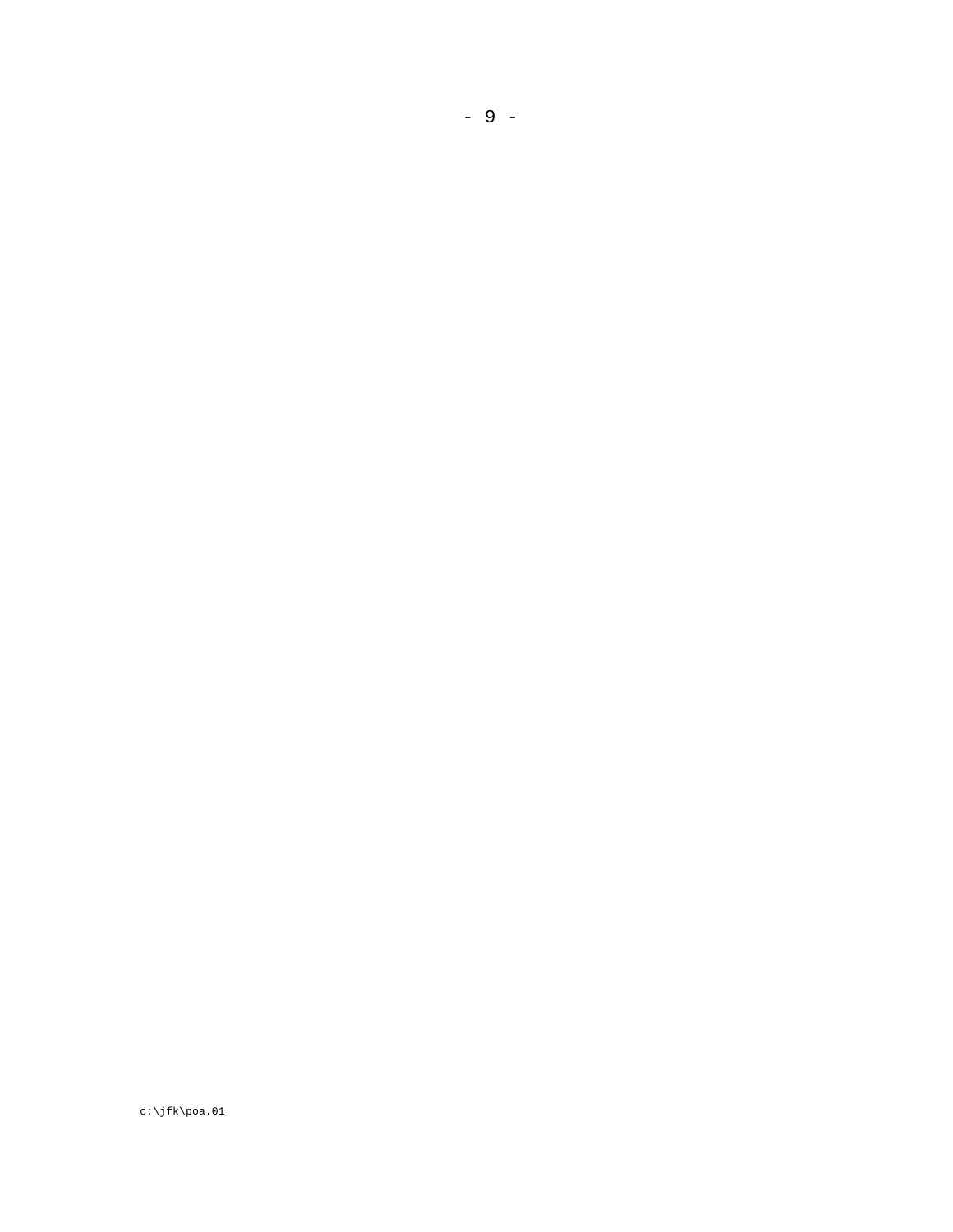c:\jfk\poa.01